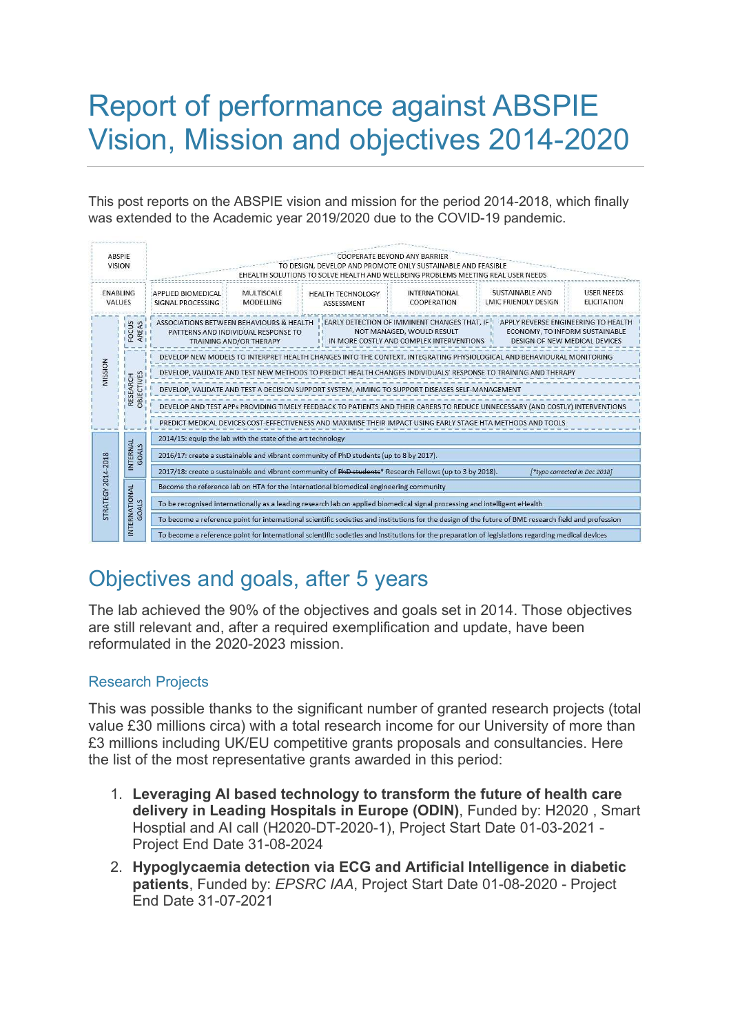# Report of performance against ABSPIE Vision, Mission and objectives 2014-2020

This post reports on the ABSPIE vision and mission for the period 2014-2018, which finally was extended to the Academic year 2019/2020 due to the COVID-19 pandemic.

| ABSPIE VISION | COOPERATE BEYOND ANY BARRIER TO DESIGN, DEVELOP AND PROMOTE ONLY SUSTAINABLE AND FEASIBLE EHEALTH SOLUTIONS TO SOLVE HEALTH AND WELLBEING PROBLEMS MEETING REAL USER NEEDS | | | | | |
|---|---|---|---|---|---|---|
| ENABLING VALUES | APPLIED BIOMEDICAL SIGNAL PROCESSING | MULTISCALE MODELLING | HEALTH TECHNOLOGY ASSESSMENT | INTERNATIONAL COOPERATION | SUSTAINABLE AND LMIC FRIENDLY DESIGN | USER NEEDS ELICITATION |
| MISSION – FOCUS AREAS | ASSOCIATIONS BETWEEN BEHAVIOURS & HEALTH PATTERNS AND INDIVIDUAL RESPONSE TO TRAINING AND/OR THERAPY | | EARLY DETECTION OF IMMINENT CHANGES THAT, IF NOT MANAGED, WOULD RESULT IN MORE COSTLY AND COMPLEX INTERVENTIONS | | APPLY REVERSE ENGINEERING TO HEALTH ECONOMY, TO INFORM SUSTAINABLE DESIGN OF NEW MEDICAL DEVICES | |
| MISSION – RESEARCH OBJECTIVES | DEVELOP NEW MODELS TO INTERPRET HEALTH CHANGES INTO THE CONTEXT, INTEGRATING PHYSIOLOGICAL AND BEHAVIOURAL MONITORING | | | | | |
| | DEVELOP, VALIDATE AND TEST NEW METHODS TO PREDICT HEALTH CHANGES INDIVIDUALS' RESPONSE TO TRAINING AND THERAPY | | | | | |
| | DEVELOP, VALIDATE AND TEST A DECISION SUPPORT SYSTEM, AIMING TO SUPPORT DISEASES SELF-MANAGEMENT | | | | | |
| | DEVELOP AND TEST APPs PROVIDING TIMELY FEEDBACK TO PATIENTS AND THEIR CARERS TO REDUCE UNNECESSARY (AND COSTLY) INTERVENTIONS | | | | | |
| | PREDICT MEDICAL DEVICES COST-EFFECTIVENESS AND MAXIMISE THEIR IMPACT USING EARLY STAGE HTA METHODS AND TOOLS | | | | | |
| STRATEGY 2014-2018 – INTERNAL GOALS | 2014/15: equip the lab with the state of the art technology | | | | | |
| | 2016/17: create a sustainable and vibrant community of PhD students (up to 8 by 2017). | | | | | |
| | 2017/18: create a sustainable and vibrant community of ~~PhD students~~* Research Fellows (up to 3 by 2018). *[\*typo corrected in Dec 2018]* | | | | | |
| STRATEGY 2014-2018 – INTERNATIONAL GOALS | Become the reference lab on HTA for the international biomedical engineering community | | | | | |
| | To be recognised internationally as a leading research lab on applied biomedical signal processing and intelligent eHealth | | | | | |
| | To become a reference point for international scientific societies and institutions for the design of the future of BME research field and profession | | | | | |
| | To become a reference point for international scientific societies and institutions for the preparation of legislations regarding medical devices | | | | | |

## Objectives and goals, after 5 years

The lab achieved the 90% of the objectives and goals set in 2014. Those objectives are still relevant and, after a required exemplification and update, have been reformulated in the 2020-2023 mission.

### Research Projects

This was possible thanks to the significant number of granted research projects (total value £30 millions circa) with a total research income for our University of more than £3 millions including UK/EU competitive grants proposals and consultancies. Here the list of the most representative grants awarded in this period:

1. **Leveraging AI based technology to transform the future of health care delivery in Leading Hospitals in Europe (ODIN)**, Funded by: H2020 , Smart Hosptial and AI call (H2020-DT-2020-1), Project Start Date 01-03-2021 - Project End Date 31-08-2024
2. **Hypoglycaemia detection via ECG and Artificial Intelligence in diabetic patients**, Funded by: *EPSRC IAA*, Project Start Date 01-08-2020 - Project End Date 31-07-2021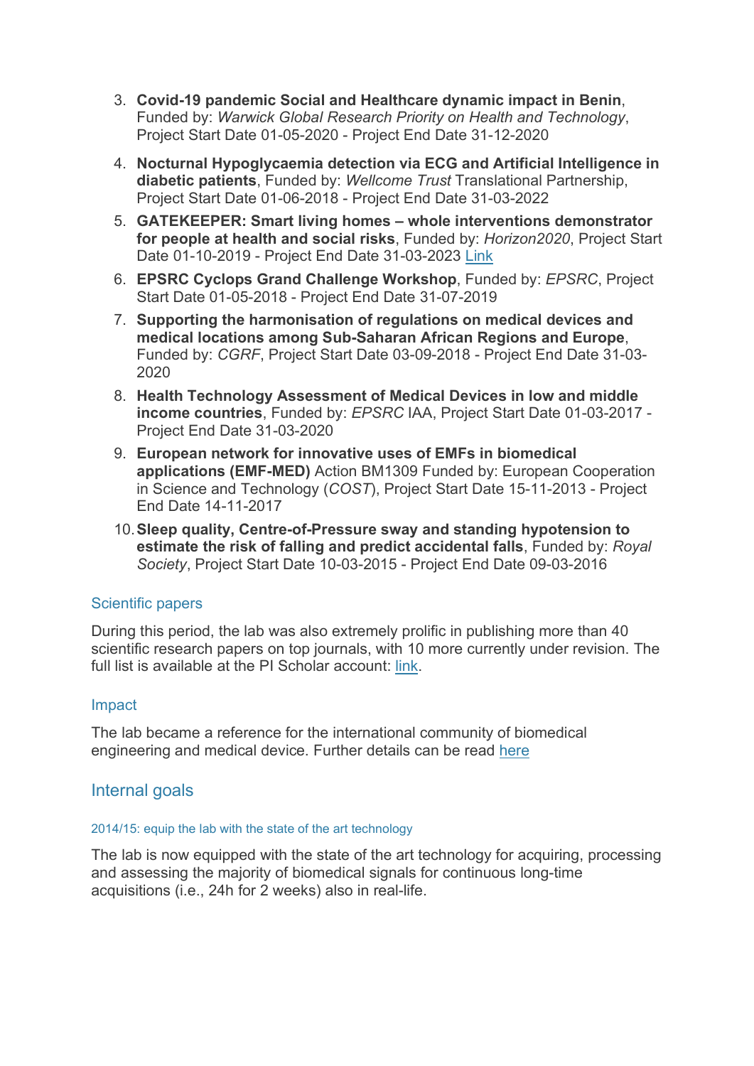3. **Covid-19 pandemic Social and Healthcare dynamic impact in Benin**, Funded by: *Warwick Global Research Priority on Health and Technology*, Project Start Date 01-05-2020 - Project End Date 31-12-2020
4. **Nocturnal Hypoglycaemia detection via ECG and Artificial Intelligence in diabetic patients**, Funded by: *Wellcome Trust* Translational Partnership, Project Start Date 01-06-2018 - Project End Date 31-03-2022
5. **GATEKEEPER: Smart living homes – whole interventions demonstrator for people at health and social risks**, Funded by: *Horizon2020*, Project Start Date 01-10-2019 - Project End Date 31-03-2023 Link
6. **EPSRC Cyclops Grand Challenge Workshop**, Funded by: *EPSRC*, Project Start Date 01-05-2018 - Project End Date 31-07-2019
7. **Supporting the harmonisation of regulations on medical devices and medical locations among Sub-Saharan African Regions and Europe**, Funded by: *CGRF*, Project Start Date 03-09-2018 - Project End Date 31-03-2020
8. **Health Technology Assessment of Medical Devices in low and middle income countries**, Funded by: *EPSRC* IAA, Project Start Date 01-03-2017 - Project End Date 31-03-2020
9. **European network for innovative uses of EMFs in biomedical applications (EMF-MED)** Action BM1309 Funded by: European Cooperation in Science and Technology (*COST*), Project Start Date 15-11-2013 - Project End Date 14-11-2017
10. **Sleep quality, Centre-of-Pressure sway and standing hypotension to estimate the risk of falling and predict accidental falls**, Funded by: *Royal Society*, Project Start Date 10-03-2015 - Project End Date 09-03-2016

### Scientific papers

During this period, the lab was also extremely prolific in publishing more than 40 scientific research papers on top journals, with 10 more currently under revision. The full list is available at the PI Scholar account: link.

### Impact

The lab became a reference for the international community of biomedical engineering and medical device. Further details can be read here

## Internal goals

#### 2014/15: equip the lab with the state of the art technology

The lab is now equipped with the state of the art technology for acquiring, processing and assessing the majority of biomedical signals for continuous long-time acquisitions (i.e., 24h for 2 weeks) also in real-life.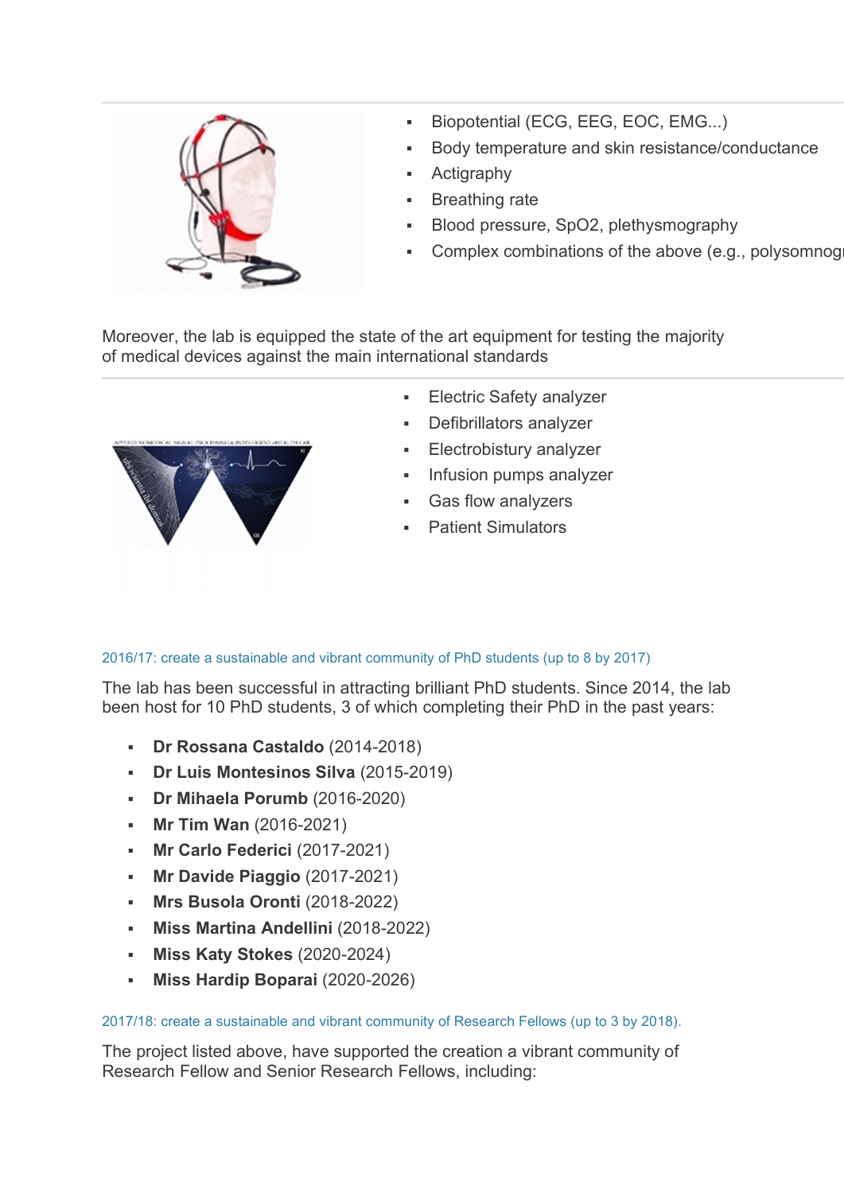- Biopotential (ECG, EEG, EOC, EMG...)
- Body temperature and skin resistance/conductance
- Actigraphy
- Breathing rate
- Blood pressure, SpO2, plethysmography
- Complex combinations of the above (e.g., polysomnogr

Moreover, the lab is equipped the state of the art equipment for testing the majority of medical devices against the main international standards

- Electric Safety analyzer
- Defibrillators analyzer
- Electrobistury analyzer
- Infusion pumps analyzer
- Gas flow analyzers
- Patient Simulators

2016/17: create a sustainable and vibrant community of PhD students (up to 8 by 2017)

The lab has been successful in attracting brilliant PhD students. Since 2014, the lab been host for 10 PhD students, 3 of which completing their PhD in the past years:

- **Dr Rossana Castaldo** (2014-2018)
- **Dr Luis Montesinos Silva** (2015-2019)
- **Dr Mihaela Porumb** (2016-2020)
- **Mr Tim Wan** (2016-2021)
- **Mr Carlo Federici** (2017-2021)
- **Mr Davide Piaggio** (2017-2021)
- **Mrs Busola Oronti** (2018-2022)
- **Miss Martina Andellini** (2018-2022)
- **Miss Katy Stokes** (2020-2024)
- **Miss Hardip Boparai** (2020-2026)

2017/18: create a sustainable and vibrant community of Research Fellows (up to 3 by 2018).

The project listed above, have supported the creation a vibrant community of Research Fellow and Senior Research Fellows, including: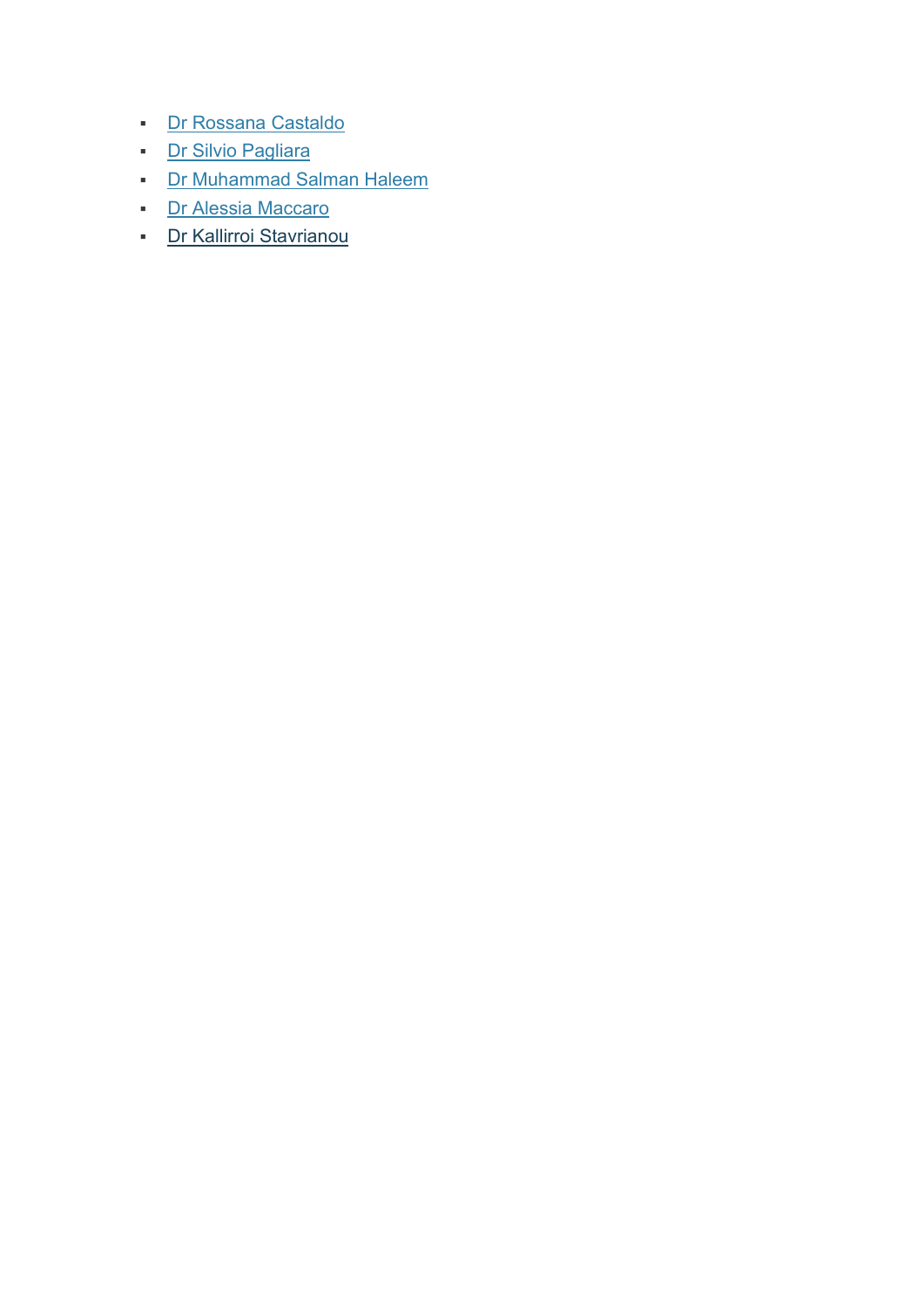- Dr Rossana Castaldo
- Dr Silvio Pagliara
- Dr Muhammad Salman Haleem
- Dr Alessia Maccaro
- Dr Kallirroi Stavrianou